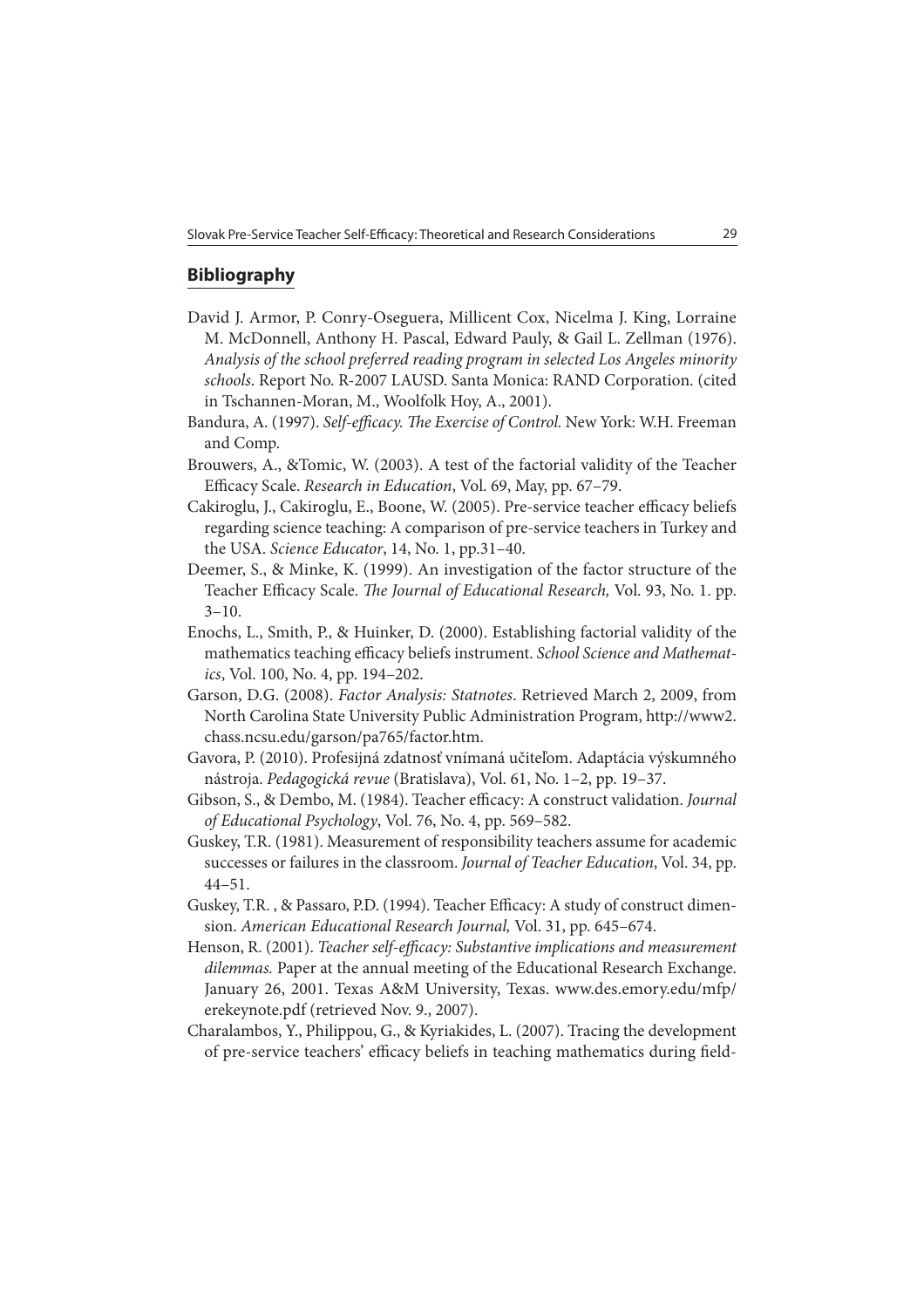## Bibliography

David J. Armor, P. Conry-Oseguera, Millicent Cox, Nicelma J. King, Lorraine M. McDonnell, Anthony H. Pascal, Edward Pauly, & Gail L. Zellman (1976). *Analysis of the school preferred reading program in selected Los Angeles minority schools*. Report No. R-2007 LAUSD. Santa Monica: RAND Corporation. (cited in Tschannen-Moran, M., Woolfolk Hoy, A., 2001).

Bandura, A. (1997). *Self-efficacy. The Exercise of Control.* New York: W.H. Freeman and Comp.

Brouwers, A., &Tomic, W. (2003). A test of the factorial validity of the Teacher Efficacy Scale. *Research in Education*, Vol. 69, May, pp. 67–79.

Cakiroglu, J., Cakiroglu, E., Boone, W. (2005). Pre-service teacher efficacy beliefs regarding science teaching: A comparison of pre-service teachers in Turkey and the USA. *Science Educator*, 14, No. 1, pp.31–40.

Deemer, S., & Minke, K. (1999). An investigation of the factor structure of the Teacher Efficacy Scale. *The Journal of Educational Research,* Vol. 93, No. 1. pp. 3–10.

Enochs, L., Smith, P., & Huinker, D. (2000). Establishing factorial validity of the mathematics teaching efficacy beliefs instrument. *School Science and Mathematics*, Vol. 100, No. 4, pp. 194–202.

Garson, D.G. (2008). *Factor Analysis: Statnotes*. Retrieved March 2, 2009, from North Carolina State University Public Administration Program, http://www2.chass.ncsu.edu/garson/pa765/factor.htm.

Gavora, P. (2010). Profesijná zdatnosť vnímaná učiteľom. Adaptácia výskumného nástroja. *Pedagogická revue* (Bratislava), Vol. 61, No. 1–2, pp. 19–37.

Gibson, S., & Dembo, M. (1984). Teacher efficacy: A construct validation. *Journal of Educational Psychology*, Vol. 76, No. 4, pp. 569–582.

Guskey, T.R. (1981). Measurement of responsibility teachers assume for academic successes or failures in the classroom. *Journal of Teacher Education*, Vol. 34, pp. 44–51.

Guskey, T.R. , & Passaro, P.D. (1994). Teacher Efficacy: A study of construct dimension. *American Educational Research Journal,* Vol. 31, pp. 645–674.

Henson, R. (2001). *Teacher self-efficacy: Substantive implications and measurement dilemmas.* Paper at the annual meeting of the Educational Research Exchange. January 26, 2001. Texas A&M University, Texas. www.des.emory.edu/mfp/erekeynote.pdf (retrieved Nov. 9., 2007).

Charalambos, Y., Philippou, G., & Kyriakides, L. (2007). Tracing the development of pre-service teachers' efficacy beliefs in teaching mathematics during field-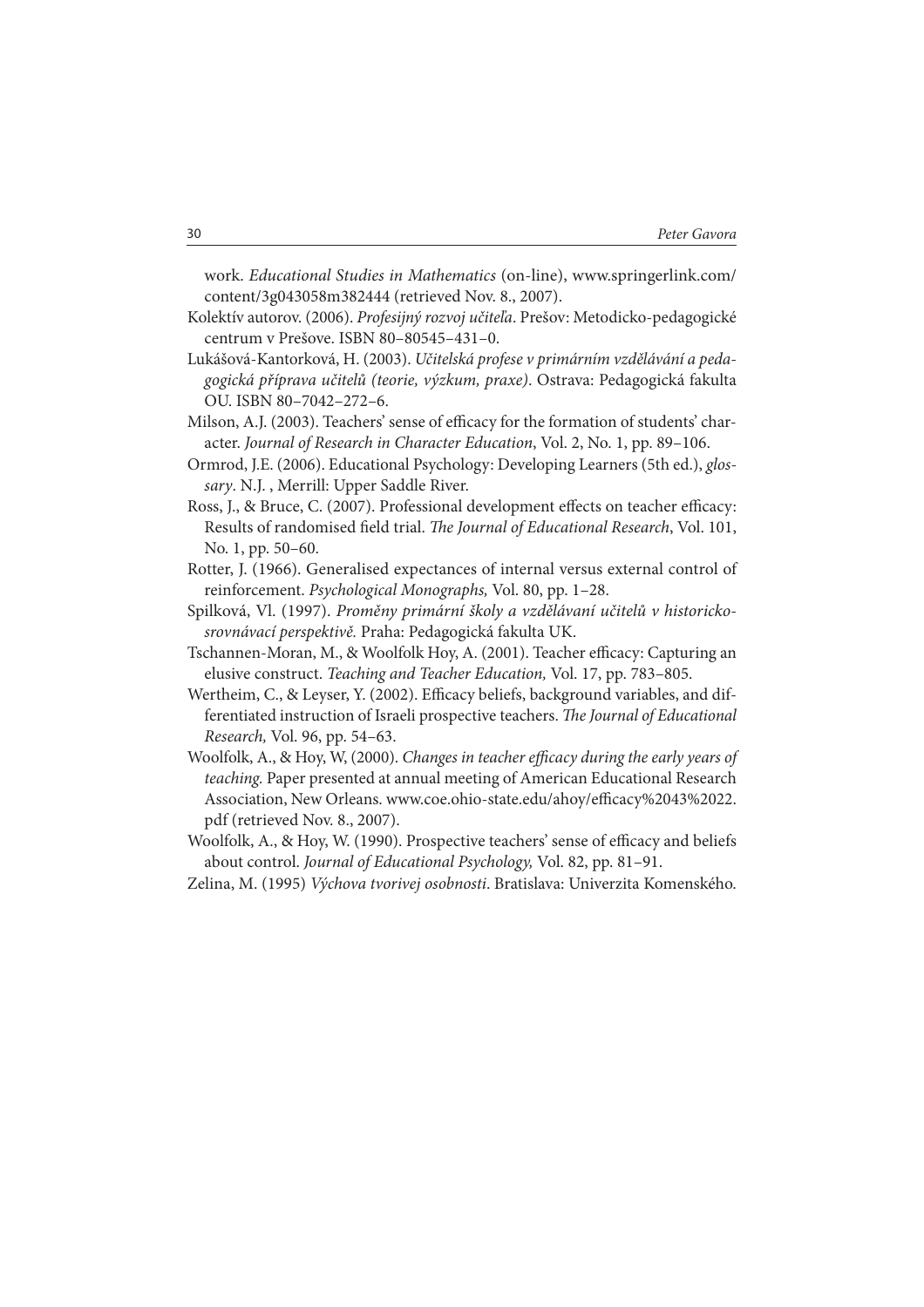work. *Educational Studies in Mathematics* (on-line), www.springerlink.com/content/3g043058m382444 (retrieved Nov. 8., 2007).

Kolektív autorov. (2006). *Profesijný rozvoj učiteľa*. Prešov: Metodicko-pedagogické centrum v Prešove. ISBN 80–80545–431–0.

Lukášová-Kantorková, H. (2003). *Učitelská profese v primárním vzdělávání a pedagogická příprava učitelů (teorie, výzkum, praxe)*. Ostrava: Pedagogická fakulta OU. ISBN 80–7042–272–6.

Milson, A.J. (2003). Teachers' sense of efficacy for the formation of students' character. *Journal of Research in Character Education*, Vol. 2, No. 1, pp. 89–106.

Ormrod, J.E. (2006). Educational Psychology: Developing Learners (5th ed.), *glossary*. N.J. , Merrill: Upper Saddle River.

Ross, J., & Bruce, C. (2007). Professional development effects on teacher efficacy: Results of randomised field trial. *The Journal of Educational Research*, Vol. 101, No. 1, pp. 50–60.

Rotter, J. (1966). Generalised expectances of internal versus external control of reinforcement. *Psychological Monographs,* Vol. 80, pp. 1–28.

Spilková, Vl. (1997). *Proměny primární školy a vzdělávaní učitelů v historicko-srovnávací perspektivě.* Praha: Pedagogická fakulta UK.

Tschannen-Moran, M., & Woolfolk Hoy, A. (2001). Teacher efficacy: Capturing an elusive construct. *Teaching and Teacher Education,* Vol. 17, pp. 783–805.

Wertheim, C., & Leyser, Y. (2002). Efficacy beliefs, background variables, and differentiated instruction of Israeli prospective teachers. *The Journal of Educational Research,* Vol. 96, pp. 54–63.

Woolfolk, A., & Hoy, W, (2000). *Changes in teacher efficacy during the early years of teaching.* Paper presented at annual meeting of American Educational Research Association, New Orleans. www.coe.ohio-state.edu/ahoy/efficacy%2043%2022.pdf (retrieved Nov. 8., 2007).

Woolfolk, A., & Hoy, W. (1990). Prospective teachers' sense of efficacy and beliefs about control. *Journal of Educational Psychology,* Vol. 82, pp. 81–91.

Zelina, M. (1995) *Výchova tvorivej osobnosti*. Bratislava: Univerzita Komenského.